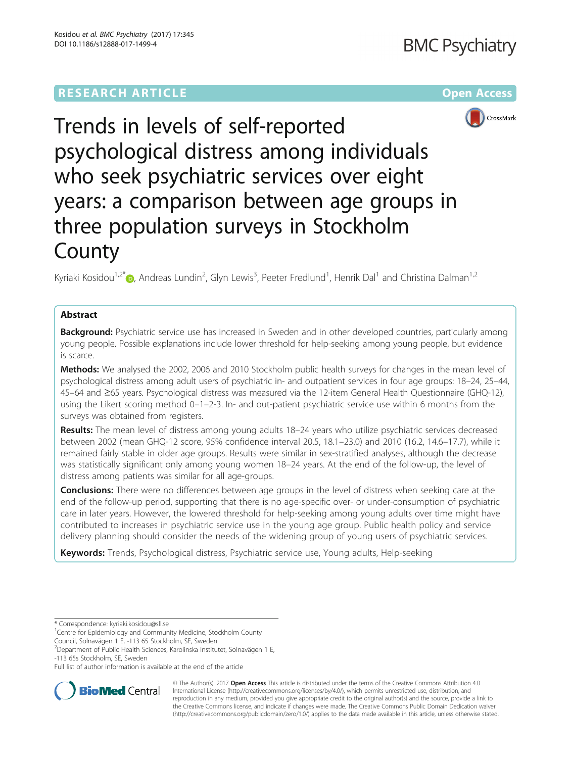RESEARCH ARTICLE

Open Access

# Trends in levels of self-reported psychological distress among individuals who seek psychiatric services over eight years: a comparison between age groups in three population surveys in Stockholm County

Kyriaki Kosidou[1,2*], Andreas Lundin[2], Glyn Lewis[3], Peeter Fredlund[1], Henrik Dal[1] and Christina Dalman[1,2]

## Abstract

**Background:** Psychiatric service use has increased in Sweden and in other developed countries, particularly among young people. Possible explanations include lower threshold for help-seeking among young people, but evidence is scarce.

**Methods:** We analysed the 2002, 2006 and 2010 Stockholm public health surveys for changes in the mean level of psychological distress among adult users of psychiatric in- and outpatient services in four age groups: 18–24, 25–44, 45–64 and ≥65 years. Psychological distress was measured via the 12-item General Health Questionnaire (GHQ-12), using the Likert scoring method 0–1–2-3. In- and out-patient psychiatric service use within 6 months from the surveys was obtained from registers.

**Results:** The mean level of distress among young adults 18–24 years who utilize psychiatric services decreased between 2002 (mean GHQ-12 score, 95% confidence interval 20.5, 18.1–23.0) and 2010 (16.2, 14.6–17.7), while it remained fairly stable in older age groups. Results were similar in sex-stratified analyses, although the decrease was statistically significant only among young women 18–24 years. At the end of the follow-up, the level of distress among patients was similar for all age-groups.

**Conclusions:** There were no differences between age groups in the level of distress when seeking care at the end of the follow-up period, supporting that there is no age-specific over- or under-consumption of psychiatric care in later years. However, the lowered threshold for help-seeking among young adults over time might have contributed to increases in psychiatric service use in the young age group. Public health policy and service delivery planning should consider the needs of the widening group of young users of psychiatric services.

**Keywords:** Trends, Psychological distress, Psychiatric service use, Young adults, Help-seeking

\* Correspondence: kyriaki.kosidou@sll.se

[1]Centre for Epidemiology and Community Medicine, Stockholm County Council, Solnavägen 1 E, -113 65 Stockholm, SE, Sweden

[2]Department of Public Health Sciences, Karolinska Institutet, Solnavägen 1 E, -113 65s Stockholm, SE, Sweden

Full list of author information is available at the end of the article

© The Author(s). 2017 **Open Access** This article is distributed under the terms of the Creative Commons Attribution 4.0 International License (http://creativecommons.org/licenses/by/4.0/), which permits unrestricted use, distribution, and reproduction in any medium, provided you give appropriate credit to the original author(s) and the source, provide a link to the Creative Commons license, and indicate if changes were made. The Creative Commons Public Domain Dedication waiver (http://creativecommons.org/publicdomain/zero/1.0/) applies to the data made available in this article, unless otherwise stated.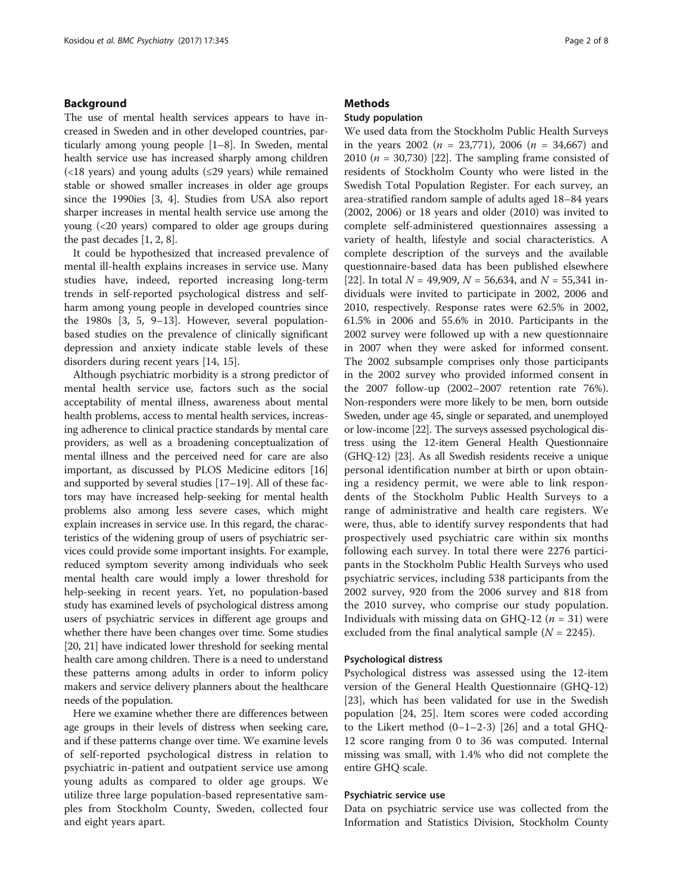## Background

The use of mental health services appears to have increased in Sweden and in other developed countries, particularly among young people [1–8]. In Sweden, mental health service use has increased sharply among children (<18 years) and young adults (≤29 years) while remained stable or showed smaller increases in older age groups since the 1990ies [3, 4]. Studies from USA also report sharper increases in mental health service use among the young (<20 years) compared to older age groups during the past decades [1, 2, 8].

It could be hypothesized that increased prevalence of mental ill-health explains increases in service use. Many studies have, indeed, reported increasing long-term trends in self-reported psychological distress and self-harm among young people in developed countries since the 1980s [3, 5, 9–13]. However, several population-based studies on the prevalence of clinically significant depression and anxiety indicate stable levels of these disorders during recent years [14, 15].

Although psychiatric morbidity is a strong predictor of mental health service use, factors such as the social acceptability of mental illness, awareness about mental health problems, access to mental health services, increasing adherence to clinical practice standards by mental care providers, as well as a broadening conceptualization of mental illness and the perceived need for care are also important, as discussed by PLOS Medicine editors [16] and supported by several studies [17–19]. All of these factors may have increased help-seeking for mental health problems also among less severe cases, which might explain increases in service use. In this regard, the characteristics of the widening group of users of psychiatric services could provide some important insights. For example, reduced symptom severity among individuals who seek mental health care would imply a lower threshold for help-seeking in recent years. Yet, no population-based study has examined levels of psychological distress among users of psychiatric services in different age groups and whether there have been changes over time. Some studies [20, 21] have indicated lower threshold for seeking mental health care among children. There is a need to understand these patterns among adults in order to inform policy makers and service delivery planners about the healthcare needs of the population.

Here we examine whether there are differences between age groups in their levels of distress when seeking care, and if these patterns change over time. We examine levels of self-reported psychological distress in relation to psychiatric in-patient and outpatient service use among young adults as compared to older age groups. We utilize three large population-based representative samples from Stockholm County, Sweden, collected four and eight years apart.

## Methods

### Study population

We used data from the Stockholm Public Health Surveys in the years 2002 ($n$ = 23,771), 2006 ($n$ = 34,667) and 2010 ($n$ = 30,730) [22]. The sampling frame consisted of residents of Stockholm County who were listed in the Swedish Total Population Register. For each survey, an area-stratified random sample of adults aged 18–84 years (2002, 2006) or 18 years and older (2010) was invited to complete self-administered questionnaires assessing a variety of health, lifestyle and social characteristics. A complete description of the surveys and the available questionnaire-based data has been published elsewhere [22]. In total $N$ = 49,909, $N$ = 56,634, and $N$ = 55,341 individuals were invited to participate in 2002, 2006 and 2010, respectively. Response rates were 62.5% in 2002, 61.5% in 2006 and 55.6% in 2010. Participants in the 2002 survey were followed up with a new questionnaire in 2007 when they were asked for informed consent. The 2002 subsample comprises only those participants in the 2002 survey who provided informed consent in the 2007 follow-up (2002–2007 retention rate 76%). Non-responders were more likely to be men, born outside Sweden, under age 45, single or separated, and unemployed or low-income [22]. The surveys assessed psychological distress using the 12-item General Health Questionnaire (GHQ-12) [23]. As all Swedish residents receive a unique personal identification number at birth or upon obtaining a residency permit, we were able to link respondents of the Stockholm Public Health Surveys to a range of administrative and health care registers. We were, thus, able to identify survey respondents that had prospectively used psychiatric care within six months following each survey. In total there were 2276 participants in the Stockholm Public Health Surveys who used psychiatric services, including 538 participants from the 2002 survey, 920 from the 2006 survey and 818 from the 2010 survey, who comprise our study population. Individuals with missing data on GHQ-12 ($n$ = 31) were excluded from the final analytical sample ($N$ = 2245).

### Psychological distress

Psychological distress was assessed using the 12-item version of the General Health Questionnaire (GHQ-12) [23], which has been validated for use in the Swedish population [24, 25]. Item scores were coded according to the Likert method (0–1–2-3) [26] and a total GHQ-12 score ranging from 0 to 36 was computed. Internal missing was small, with 1.4% who did not complete the entire GHQ scale.

### Psychiatric service use

Data on psychiatric service use was collected from the Information and Statistics Division, Stockholm County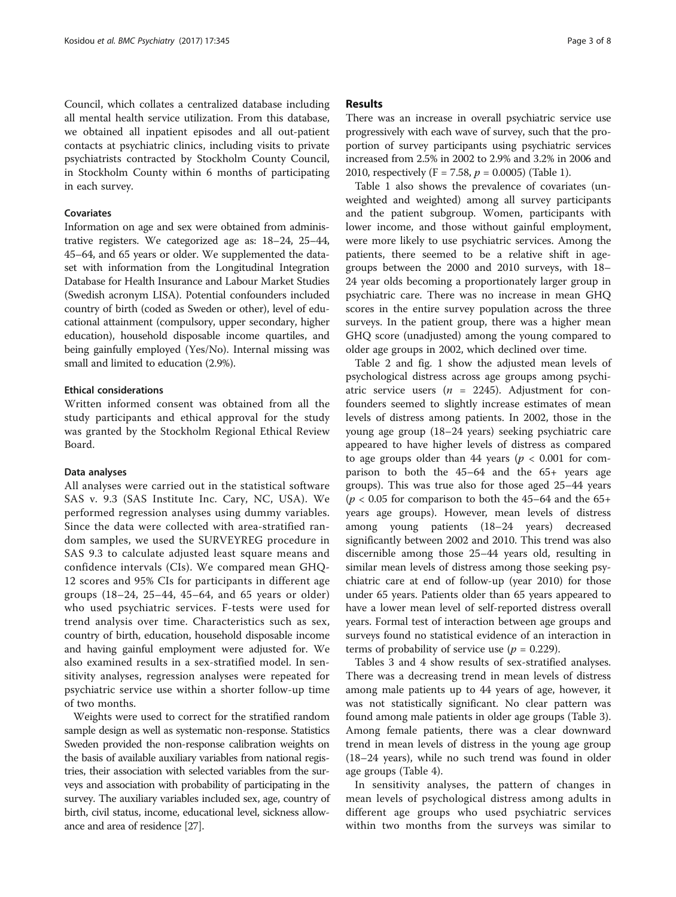Council, which collates a centralized database including all mental health service utilization. From this database, we obtained all inpatient episodes and all out-patient contacts at psychiatric clinics, including visits to private psychiatrists contracted by Stockholm County Council, in Stockholm County within 6 months of participating in each survey.

### Covariates

Information on age and sex were obtained from administrative registers. We categorized age as: 18–24, 25–44, 45–64, and 65 years or older. We supplemented the dataset with information from the Longitudinal Integration Database for Health Insurance and Labour Market Studies (Swedish acronym LISA). Potential confounders included country of birth (coded as Sweden or other), level of educational attainment (compulsory, upper secondary, higher education), household disposable income quartiles, and being gainfully employed (Yes/No). Internal missing was small and limited to education (2.9%).

### Ethical considerations

Written informed consent was obtained from all the study participants and ethical approval for the study was granted by the Stockholm Regional Ethical Review Board.

### Data analyses

All analyses were carried out in the statistical software SAS v. 9.3 (SAS Institute Inc. Cary, NC, USA). We performed regression analyses using dummy variables. Since the data were collected with area-stratified random samples, we used the SURVEYREG procedure in SAS 9.3 to calculate adjusted least square means and confidence intervals (CIs). We compared mean GHQ-12 scores and 95% CIs for participants in different age groups (18–24, 25–44, 45–64, and 65 years or older) who used psychiatric services. F-tests were used for trend analysis over time. Characteristics such as sex, country of birth, education, household disposable income and having gainful employment were adjusted for. We also examined results in a sex-stratified model. In sensitivity analyses, regression analyses were repeated for psychiatric service use within a shorter follow-up time of two months.

Weights were used to correct for the stratified random sample design as well as systematic non-response. Statistics Sweden provided the non-response calibration weights on the basis of available auxiliary variables from national registries, their association with selected variables from the surveys and association with probability of participating in the survey. The auxiliary variables included sex, age, country of birth, civil status, income, educational level, sickness allowance and area of residence [27].

## Results

There was an increase in overall psychiatric service use progressively with each wave of survey, such that the proportion of survey participants using psychiatric services increased from 2.5% in 2002 to 2.9% and 3.2% in 2006 and 2010, respectively ($F = 7.58$, $p = 0.0005$) (Table 1).

Table 1 also shows the prevalence of covariates (unweighted and weighted) among all survey participants and the patient subgroup. Women, participants with lower income, and those without gainful employment, were more likely to use psychiatric services. Among the patients, there seemed to be a relative shift in age-groups between the 2000 and 2010 surveys, with 18–24 year olds becoming a proportionately larger group in psychiatric care. There was no increase in mean GHQ scores in the entire survey population across the three surveys. In the patient group, there was a higher mean GHQ score (unadjusted) among the young compared to older age groups in 2002, which declined over time.

Table 2 and fig. 1 show the adjusted mean levels of psychological distress across age groups among psychiatric service users ($n = 2245$). Adjustment for confounders seemed to slightly increase estimates of mean levels of distress among patients. In 2002, those in the young age group (18–24 years) seeking psychiatric care appeared to have higher levels of distress as compared to age groups older than 44 years ($p < 0.001$ for comparison to both the 45–64 and the 65+ years age groups). This was true also for those aged 25–44 years ($p < 0.05$ for comparison to both the 45–64 and the 65+ years age groups). However, mean levels of distress among young patients (18–24 years) decreased significantly between 2002 and 2010. This trend was also discernible among those 25–44 years old, resulting in similar mean levels of distress among those seeking psychiatric care at end of follow-up (year 2010) for those under 65 years. Patients older than 65 years appeared to have a lower mean level of self-reported distress overall years. Formal test of interaction between age groups and surveys found no statistical evidence of an interaction in terms of probability of service use ($p = 0.229$).

Tables 3 and 4 show results of sex-stratified analyses. There was a decreasing trend in mean levels of distress among male patients up to 44 years of age, however, it was not statistically significant. No clear pattern was found among male patients in older age groups (Table 3). Among female patients, there was a clear downward trend in mean levels of distress in the young age group (18–24 years), while no such trend was found in older age groups (Table 4).

In sensitivity analyses, the pattern of changes in mean levels of psychological distress among adults in different age groups who used psychiatric services within two months from the surveys was similar to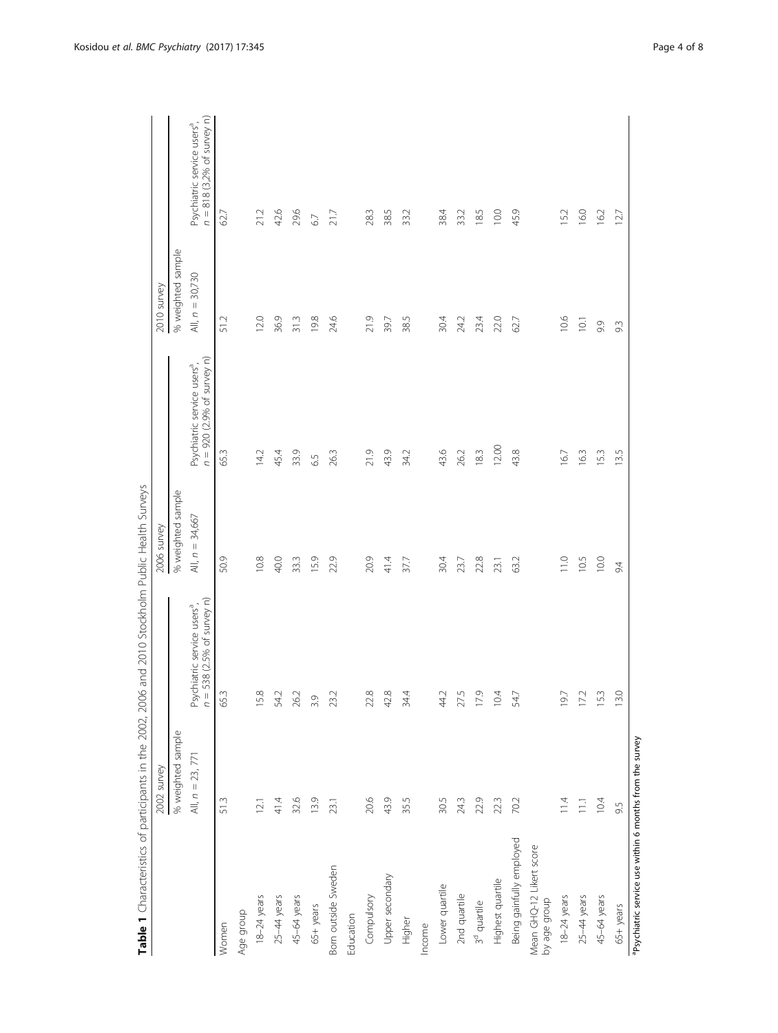**Table 1** Characteristics of participants in the 2002, 2006 and 2010 Stockholm Public Health Surveys

| | 2002 survey | | 2006 survey | | 2010 survey | |
|---|---|---|---|---|---|---|
| | % weighted sample | | % weighted sample | | % weighted sample | |
| | All, $n = 23,771$ | Psychiatric service users[a], $n = 538$ (2.5% of survey n) | All, $n = 34,667$ | Psychiatric service users[a], $n = 920$ (2.9% of survey n) | All, $n = 30,730$ | Psychiatric service users[a], $n = 818$ (3.2% of survey n) |
| Women | 51.3 | 65.3 | 50.9 | 65.3 | 51.2 | 62.7 |
| Age group | | | | | | |
| 18–24 years | 12.1 | 15.8 | 10.8 | 14.2 | 12.0 | 21.2 |
| 25–44 years | 41.4 | 54.2 | 40.0 | 45.4 | 36.9 | 42.6 |
| 45–64 years | 32.6 | 26.2 | 33.3 | 33.9 | 31.3 | 29.6 |
| 65+ years | 13.9 | 3.9 | 15.9 | 6.5 | 19.8 | 6.7 |
| Born outside Sweden | 23.1 | 23.2 | 22.9 | 26.3 | 24.6 | 21.7 |
| Education | | | | | | |
| Compulsory | 20.6 | 22.8 | 20.9 | 21.9 | 21.9 | 28.3 |
| Upper secondary | 43.9 | 42.8 | 41.4 | 43.9 | 39.7 | 38.5 |
| Higher | 35.5 | 34.4 | 37.7 | 34.2 | 38.5 | 33.2 |
| Income | | | | | | |
| Lower quartile | 30.5 | 44.2 | 30.4 | 43.6 | 30.4 | 38.4 |
| 2nd quartile | 24.3 | 27.5 | 23.7 | 26.2 | 24.2 | 33.2 |
| 3rd quartile | 22.9 | 17.9 | 22.8 | 18.3 | 23.4 | 18.5 |
| Highest quartile | 22.3 | 10.4 | 23.1 | 12.00 | 22.0 | 10.0 |
| Being gainfully employed | 70.2 | 54.7 | 63.2 | 43.8 | 62.7 | 45.9 |
| Mean GHQ-12 Likert score by age group | | | | | | |
| 18–24 years | 11.4 | 19.7 | 11.0 | 16.7 | 10.6 | 15.2 |
| 25–44 years | 11.1 | 17.2 | 10.5 | 16.3 | 10.1 | 16.0 |
| 45–64 years | 10.4 | 15.3 | 10.0 | 15.3 | 9.9 | 16.2 |
| 65+ years | 9.5 | 13.0 | 9.4 | 13.5 | 9.3 | 12.7 |

[a]Psychiatric service use within 6 months from the survey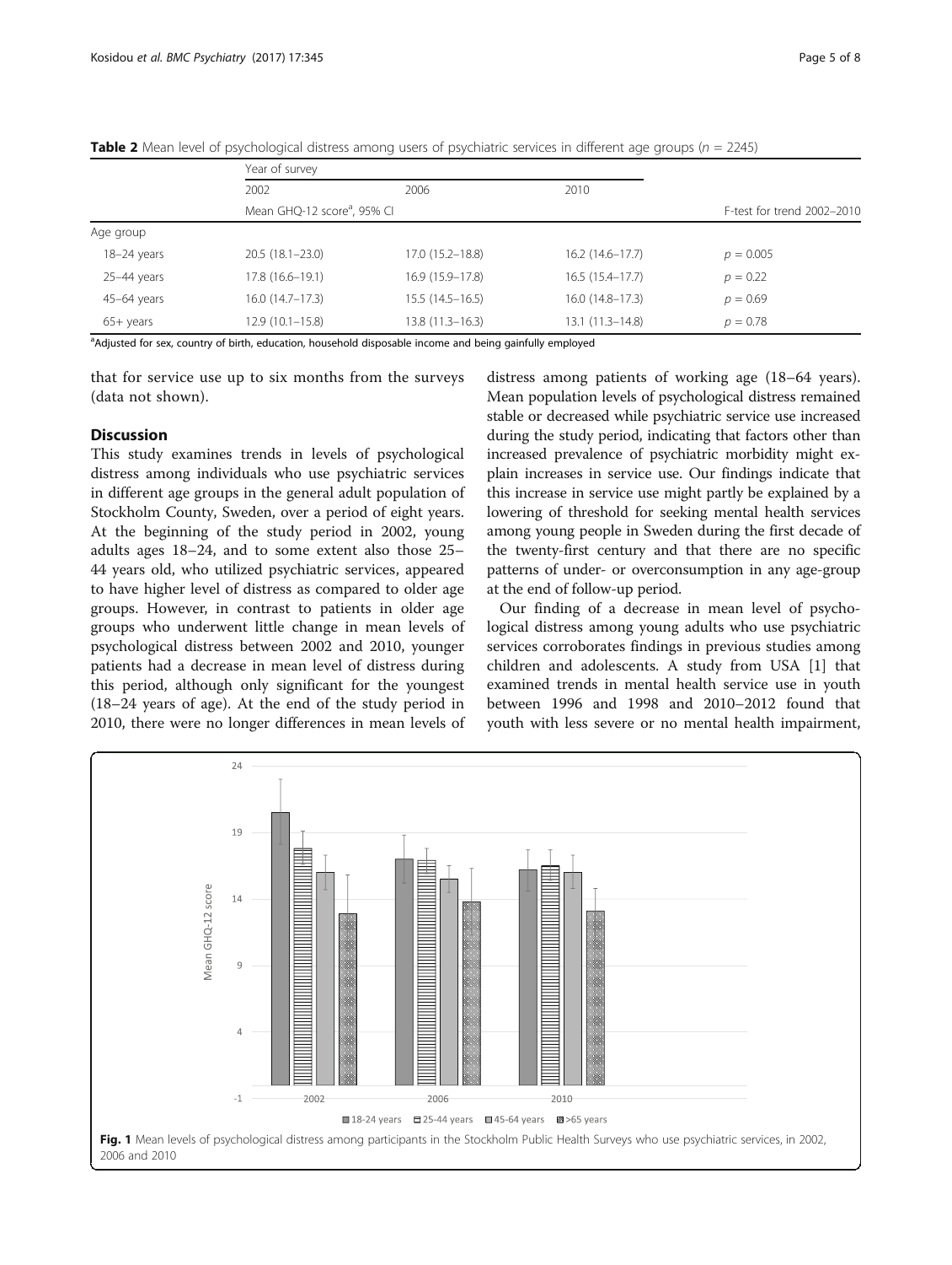**Table 2** Mean level of psychological distress among users of psychiatric services in different age groups ($n$ = 2245)

| | Year of survey | | | |
|---|---|---|---|---|
| | 2002 | 2006 | 2010 | |
| | Mean GHQ-12 score[a], 95% CI | | | F-test for trend 2002–2010 |
| Age group | | | | |
| 18–24 years | 20.5 (18.1–23.0) | 17.0 (15.2–18.8) | 16.2 (14.6–17.7) | $p$ = 0.005 |
| 25–44 years | 17.8 (16.6–19.1) | 16.9 (15.9–17.8) | 16.5 (15.4–17.7) | $p$ = 0.22 |
| 45–64 years | 16.0 (14.7–17.3) | 15.5 (14.5–16.5) | 16.0 (14.8–17.3) | $p$ = 0.69 |
| 65+ years | 12.9 (10.1–15.8) | 13.8 (11.3–16.3) | 13.1 (11.3–14.8) | $p$ = 0.78 |

[a]Adjusted for sex, country of birth, education, household disposable income and being gainfully employed

that for service use up to six months from the surveys (data not shown).

## Discussion

This study examines trends in levels of psychological distress among individuals who use psychiatric services in different age groups in the general adult population of Stockholm County, Sweden, over a period of eight years. At the beginning of the study period in 2002, young adults ages 18–24, and to some extent also those 25–44 years old, who utilized psychiatric services, appeared to have higher level of distress as compared to older age groups. However, in contrast to patients in older age groups who underwent little change in mean levels of psychological distress between 2002 and 2010, younger patients had a decrease in mean level of distress during this period, although only significant for the youngest (18–24 years of age). At the end of the study period in 2010, there were no longer differences in mean levels of distress among patients of working age (18–64 years). Mean population levels of psychological distress remained stable or decreased while psychiatric service use increased during the study period, indicating that factors other than increased prevalence of psychiatric morbidity might explain increases in service use. Our findings indicate that this increase in service use might partly be explained by a lowering of threshold for seeking mental health services among young people in Sweden during the first decade of the twenty-first century and that there are no specific patterns of under- or overconsumption in any age-group at the end of follow-up period.

Our finding of a decrease in mean level of psychological distress among young adults who use psychiatric services corroborates findings in previous studies among children and adolescents. A study from USA [1] that examined trends in mental health service use in youth between 1996 and 1998 and 2010–2012 found that youth with less severe or no mental health impairment,

**Fig. 1** Mean levels of psychological distress among participants in the Stockholm Public Health Surveys who use psychiatric services, in 2002, 2006 and 2010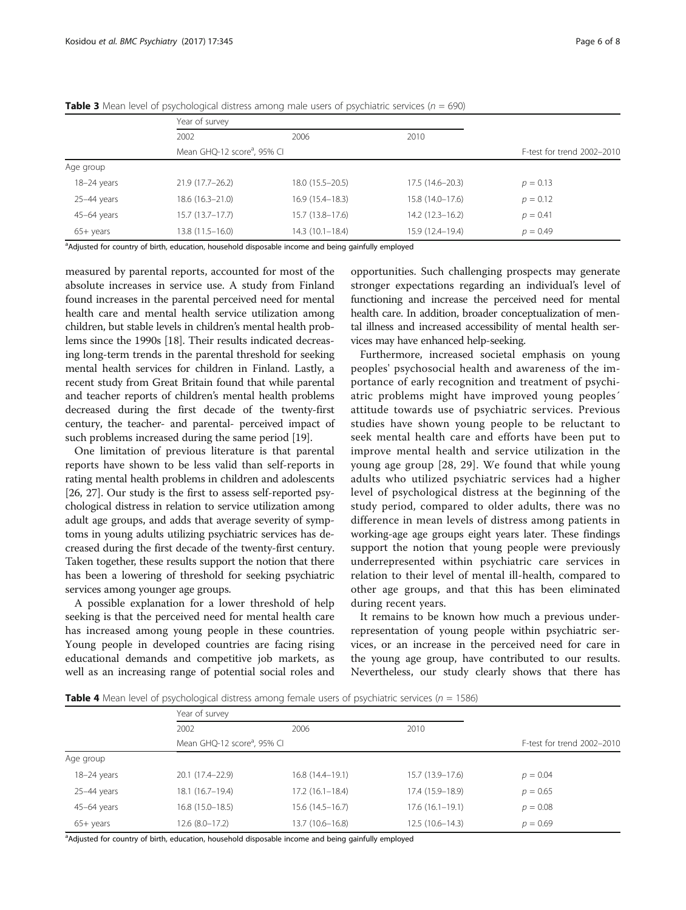**Table 3** Mean level of psychological distress among male users of psychiatric services ($n$ = 690)

| | Year of survey | | | |
|---|---|---|---|---|
| | 2002 | 2006 | 2010 | |
| | Mean GHQ-12 score[a], 95% CI | | | F-test for trend 2002–2010 |
| Age group | | | | |
| 18–24 years | 21.9 (17.7–26.2) | 18.0 (15.5–20.5) | 17.5 (14.6–20.3) | $p$ = 0.13 |
| 25–44 years | 18.6 (16.3–21.0) | 16.9 (15.4–18.3) | 15.8 (14.0–17.6) | $p$ = 0.12 |
| 45–64 years | 15.7 (13.7–17.7) | 15.7 (13.8–17.6) | 14.2 (12.3–16.2) | $p$ = 0.41 |
| 65+ years | 13.8 (11.5–16.0) | 14.3 (10.1–18.4) | 15.9 (12.4–19.4) | $p$ = 0.49 |

[a]Adjusted for country of birth, education, household disposable income and being gainfully employed

measured by parental reports, accounted for most of the absolute increases in service use. A study from Finland found increases in the parental perceived need for mental health care and mental health service utilization among children, but stable levels in children's mental health problems since the 1990s [18]. Their results indicated decreasing long-term trends in the parental threshold for seeking mental health services for children in Finland. Lastly, a recent study from Great Britain found that while parental and teacher reports of children's mental health problems decreased during the first decade of the twenty-first century, the teacher- and parental- perceived impact of such problems increased during the same period [19].

One limitation of previous literature is that parental reports have shown to be less valid than self-reports in rating mental health problems in children and adolescents [26, 27]. Our study is the first to assess self-reported psychological distress in relation to service utilization among adult age groups, and adds that average severity of symptoms in young adults utilizing psychiatric services has decreased during the first decade of the twenty-first century. Taken together, these results support the notion that there has been a lowering of threshold for seeking psychiatric services among younger age groups.

A possible explanation for a lower threshold of help seeking is that the perceived need for mental health care has increased among young people in these countries. Young people in developed countries are facing rising educational demands and competitive job markets, as well as an increasing range of potential social roles and opportunities. Such challenging prospects may generate stronger expectations regarding an individual's level of functioning and increase the perceived need for mental health care. In addition, broader conceptualization of mental illness and increased accessibility of mental health services may have enhanced help-seeking.

Furthermore, increased societal emphasis on young peoples' psychosocial health and awareness of the importance of early recognition and treatment of psychiatric problems might have improved young peoples´ attitude towards use of psychiatric services. Previous studies have shown young people to be reluctant to seek mental health care and efforts have been put to improve mental health and service utilization in the young age group [28, 29]. We found that while young adults who utilized psychiatric services had a higher level of psychological distress at the beginning of the study period, compared to older adults, there was no difference in mean levels of distress among patients in working-age age groups eight years later. These findings support the notion that young people were previously underrepresented within psychiatric care services in relation to their level of mental ill-health, compared to other age groups, and that this has been eliminated during recent years.

It remains to be known how much a previous underrepresentation of young people within psychiatric services, or an increase in the perceived need for care in the young age group, have contributed to our results. Nevertheless, our study clearly shows that there has

**Table 4** Mean level of psychological distress among female users of psychiatric services ($n$ = 1586)

| | Year of survey | | | |
|---|---|---|---|---|
| | 2002 | 2006 | 2010 | |
| | Mean GHQ-12 score[a], 95% CI | | | F-test for trend 2002–2010 |
| Age group | | | | |
| 18–24 years | 20.1 (17.4–22.9) | 16.8 (14.4–19.1) | 15.7 (13.9–17.6) | $p$ = 0.04 |
| 25–44 years | 18.1 (16.7–19.4) | 17.2 (16.1–18.4) | 17.4 (15.9–18.9) | $p$ = 0.65 |
| 45–64 years | 16.8 (15.0–18.5) | 15.6 (14.5–16.7) | 17.6 (16.1–19.1) | $p$ = 0.08 |
| 65+ years | 12.6 (8.0–17.2) | 13.7 (10.6–16.8) | 12.5 (10.6–14.3) | $p$ = 0.69 |

[a]Adjusted for country of birth, education, household disposable income and being gainfully employed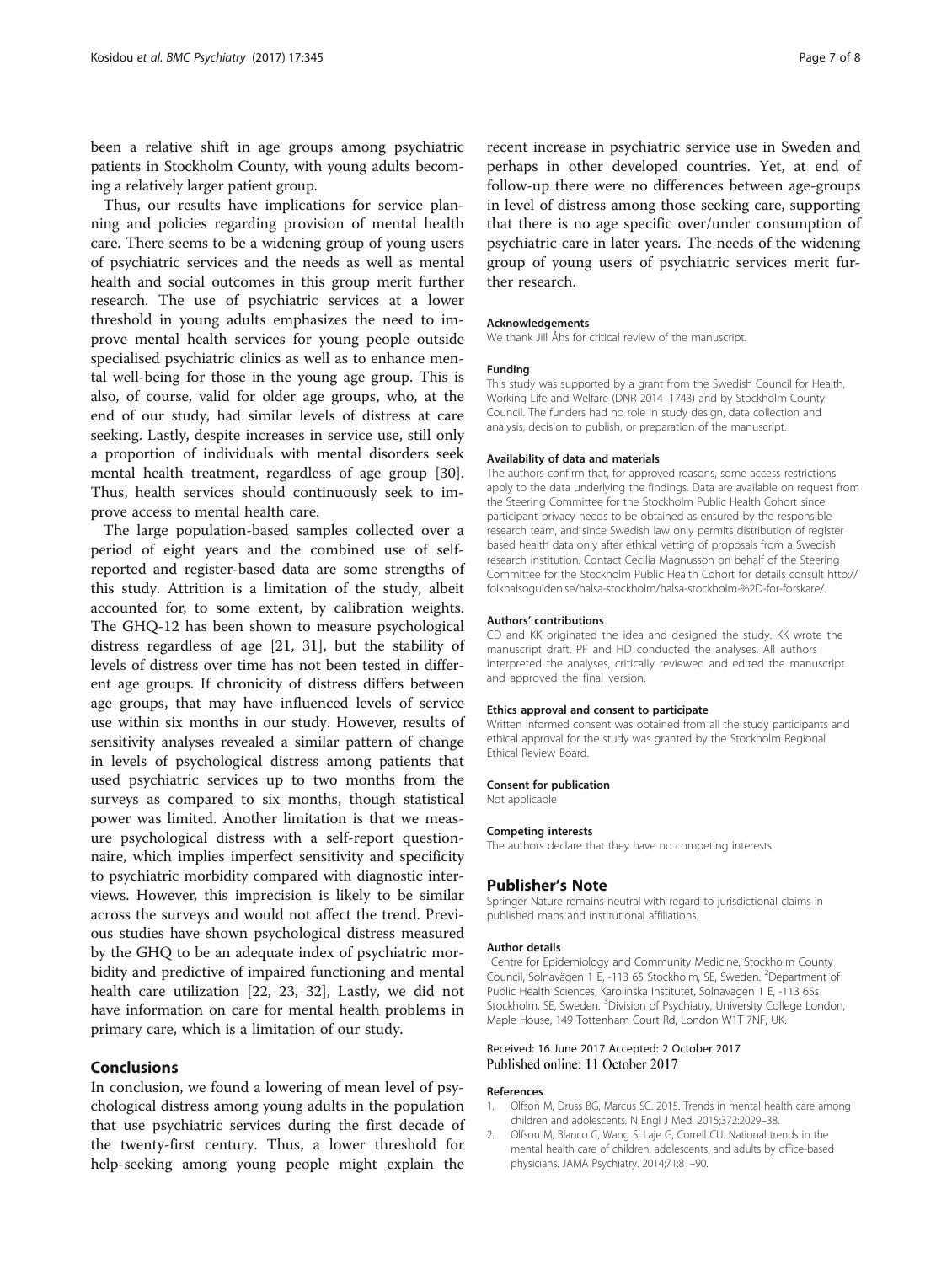been a relative shift in age groups among psychiatric patients in Stockholm County, with young adults becoming a relatively larger patient group.

Thus, our results have implications for service planning and policies regarding provision of mental health care. There seems to be a widening group of young users of psychiatric services and the needs as well as mental health and social outcomes in this group merit further research. The use of psychiatric services at a lower threshold in young adults emphasizes the need to improve mental health services for young people outside specialised psychiatric clinics as well as to enhance mental well-being for those in the young age group. This is also, of course, valid for older age groups, who, at the end of our study, had similar levels of distress at care seeking. Lastly, despite increases in service use, still only a proportion of individuals with mental disorders seek mental health treatment, regardless of age group [30]. Thus, health services should continuously seek to improve access to mental health care.

The large population-based samples collected over a period of eight years and the combined use of self-reported and register-based data are some strengths of this study. Attrition is a limitation of the study, albeit accounted for, to some extent, by calibration weights. The GHQ-12 has been shown to measure psychological distress regardless of age [21, 31], but the stability of levels of distress over time has not been tested in different age groups. If chronicity of distress differs between age groups, that may have influenced levels of service use within six months in our study. However, results of sensitivity analyses revealed a similar pattern of change in levels of psychological distress among patients that used psychiatric services up to two months from the surveys as compared to six months, though statistical power was limited. Another limitation is that we measure psychological distress with a self-report questionnaire, which implies imperfect sensitivity and specificity to psychiatric morbidity compared with diagnostic interviews. However, this imprecision is likely to be similar across the surveys and would not affect the trend. Previous studies have shown psychological distress measured by the GHQ to be an adequate index of psychiatric morbidity and predictive of impaired functioning and mental health care utilization [22, 23, 32], Lastly, we did not have information on care for mental health problems in primary care, which is a limitation of our study.

## Conclusions

In conclusion, we found a lowering of mean level of psychological distress among young adults in the population that use psychiatric services during the first decade of the twenty-first century. Thus, a lower threshold for help-seeking among young people might explain the recent increase in psychiatric service use in Sweden and perhaps in other developed countries. Yet, at end of follow-up there were no differences between age-groups in level of distress among those seeking care, supporting that there is no age specific over/under consumption of psychiatric care in later years. The needs of the widening group of young users of psychiatric services merit further research.

#### Acknowledgements

We thank Jill Åhs for critical review of the manuscript.

#### Funding

This study was supported by a grant from the Swedish Council for Health, Working Life and Welfare (DNR 2014–1743) and by Stockholm County Council. The funders had no role in study design, data collection and analysis, decision to publish, or preparation of the manuscript.

#### Availability of data and materials

The authors confirm that, for approved reasons, some access restrictions apply to the data underlying the findings. Data are available on request from the Steering Committee for the Stockholm Public Health Cohort since participant privacy needs to be obtained as ensured by the responsible research team, and since Swedish law only permits distribution of register based health data only after ethical vetting of proposals from a Swedish research institution. Contact Cecilia Magnusson on behalf of the Steering Committee for the Stockholm Public Health Cohort for details consult http://folkhalsoguiden.se/halsa-stockholm/halsa-stockholm-%2D-for-forskare/.

#### Authors' contributions

CD and KK originated the idea and designed the study. KK wrote the manuscript draft. PF and HD conducted the analyses. All authors interpreted the analyses, critically reviewed and edited the manuscript and approved the final version.

#### Ethics approval and consent to participate

Written informed consent was obtained from all the study participants and ethical approval for the study was granted by the Stockholm Regional Ethical Review Board.

#### Consent for publication

Not applicable

#### Competing interests

The authors declare that they have no competing interests.

### Publisher's Note

Springer Nature remains neutral with regard to jurisdictional claims in published maps and institutional affiliations.

#### Author details

[1]Centre for Epidemiology and Community Medicine, Stockholm County Council, Solnavägen 1 E, -113 65 Stockholm, SE, Sweden. [2]Department of Public Health Sciences, Karolinska Institutet, Solnavägen 1 E, -113 65s Stockholm, SE, Sweden. [3]Division of Psychiatry, University College London, Maple House, 149 Tottenham Court Rd, London W1T 7NF, UK.

Received: 16 June 2017 Accepted: 2 October 2017
Published online: 11 October 2017

#### References

1. Olfson M, Druss BG, Marcus SC. 2015. Trends in mental health care among children and adolescents. N Engl J Med. 2015;372:2029–38.
2. Olfson M, Blanco C, Wang S, Laje G, Correll CU. National trends in the mental health care of children, adolescents, and adults by office-based physicians. JAMA Psychiatry. 2014;71:81–90.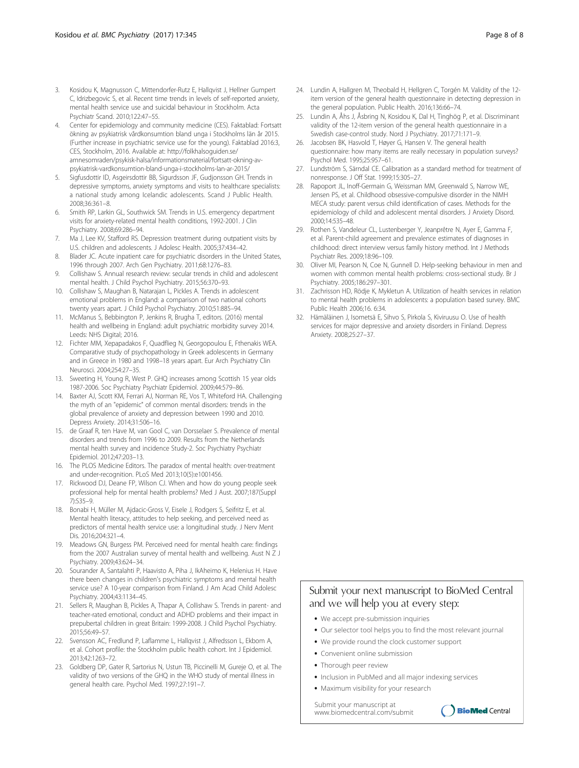3. Kosidou K, Magnusson C, Mittendorfer-Rutz E, Hallqvist J, Hellner Gumpert C, Idrizbegovic S, et al. Recent time trends in levels of self-reported anxiety, mental health service use and suicidal behaviour in Stockholm. Acta Psychiatr Scand. 2010;122:47–55.
4. Center for epidemiology and community medicine (CES). Faktablad: Fortsatt ökning av psykiatrisk vårdkonsumtion bland unga i Stockholms län år 2015. (Further increase in psychiatric service use for the young). Faktablad 2016:3, CES, Stockholm, 2016. Available at: http://folkhalsoguiden.se/amnesomraden/psykisk-halsa/informationsmaterial/fortsatt-okning-av-psykiatrisk-vardkonsumtion-bland-unga-i-stockholms-lan-ar-2015/
5. Sigfusdottir ID, Asgeirsdottir BB, Sigurdsson JF, Gudjonsson GH. Trends in depressive symptoms, anxiety symptoms and visits to healthcare specialists: a national study among Icelandic adolescents. Scand J Public Health. 2008;36:361–8.
6. Smith RP, Larkin GL, Southwick SM. Trends in U.S. emergency department visits for anxiety-related mental health conditions, 1992-2001. J Clin Psychiatry. 2008;69:286–94.
7. Ma J, Lee KV, Stafford RS. Depression treatment during outpatient visits by U.S. children and adolescents. J Adolesc Health. 2005;37:434–42.
8. Blader JC. Acute inpatient care for psychiatric disorders in the United States, 1996 through 2007. Arch Gen Psychiatry. 2011;68:1276–83.
9. Collishaw S. Annual research review: secular trends in child and adolescent mental health. J Child Psychol Psychiatry. 2015;56:370–93.
10. Collishaw S, Maughan B, Natarajan L, Pickles A. Trends in adolescent emotional problems in England: a comparison of two national cohorts twenty years apart. J Child Psychol Psychiatry. 2010;51:885–94.
11. McManus S, Bebbington P, Jenkins R, Brugha T, editors. (2016) mental health and wellbeing in England: adult psychiatric morbidity survey 2014. Leeds: NHS Digital; 2016.
12. Fichter MM, Xepapadakos F, Quadflieg N, Georgopoulou E, Fthenakis WEA. Comparative study of psychopathology in Greek adolescents in Germany and in Greece in 1980 and 1998–18 years apart. Eur Arch Psychiatry Clin Neurosci. 2004;254:27–35.
13. Sweeting H, Young R, West P. GHQ increases among Scottish 15 year olds 1987-2006. Soc Psychiatry Psychiatr Epidemiol. 2009;44:579–86.
14. Baxter AJ, Scott KM, Ferrari AJ, Norman RE, Vos T, Whiteford HA. Challenging the myth of an "epidemic" of common mental disorders: trends in the global prevalence of anxiety and depression between 1990 and 2010. Depress Anxiety. 2014;31:506–16.
15. de Graaf R, ten Have M, van Gool C, van Dorsselaer S. Prevalence of mental disorders and trends from 1996 to 2009. Results from the Netherlands mental health survey and incidence Study-2. Soc Psychiatry Psychiatr Epidemiol. 2012;47:203–13.
16. The PLOS Medicine Editors. The paradox of mental health: over-treatment and under-recognition. PLoS Med 2013;10(5):e1001456.
17. Rickwood DJ, Deane FP, Wilson CJ. When and how do young people seek professional help for mental health problems? Med J Aust. 2007;187(Suppl 7):S35–9.
18. Bonabi H, Müller M, Ajdacic-Gross V, Eisele J, Rodgers S, Seifritz E, et al. Mental health literacy, attitudes to help seeking, and perceived need as predictors of mental health service use: a longitudinal study. J Nerv Ment Dis. 2016;204:321–4.
19. Meadows GN, Burgess PM. Perceived need for mental health care: findings from the 2007 Australian survey of mental health and wellbeing. Aust N Z J Psychiatry. 2009;43:624–34.
20. Sourander A, Santalahti P, Haavisto A, Piha J, IkAheimo K, Helenius H. Have there been changes in children's psychiatric symptoms and mental health service use? A 10-year comparison from Finland. J Am Acad Child Adolesc Psychiatry. 2004;43:1134–45.
21. Sellers R, Maughan B, Pickles A, Thapar A, Collishaw S. Trends in parent- and teacher-rated emotional, conduct and ADHD problems and their impact in prepubertal children in great Britain: 1999-2008. J Child Psychol Psychiatry. 2015;56:49–57.
22. Svensson AC, Fredlund P, Laflamme L, Hallqvist J, Alfredsson L, Ekbom A, et al. Cohort profile: the Stockholm public health cohort. Int J Epidemiol. 2013;42:1263–72.
23. Goldberg DP, Gater R, Sartorius N, Ustun TB, Piccinelli M, Gureje O, et al. The validity of two versions of the GHQ in the WHO study of mental illness in general health care. Psychol Med. 1997;27:191–7.
24. Lundin A, Hallgren M, Theobald H, Hellgren C, Torgén M. Validity of the 12-item version of the general health questionnaire in detecting depression in the general population. Public Health. 2016;136:66–74.
25. Lundin A, Åhs J, Åsbring N, Kosidou K, Dal H, Tinghög P, et al. Discriminant validity of the 12-item version of the general health questionnaire in a Swedish case-control study. Nord J Psychiatry. 2017;71:171–9.
26. Jacobsen BK, Hasvold T, Høyer G, Hansen V. The general health questionnaire: how many items are really necessary in population surveys? Psychol Med. 1995;25:957–61.
27. Lundström S, Särndal CE. Calibration as a standard method for treatment of nonresponse. J Off Stat. 1999;15:305–27.
28. Rapoport JL, Inoff-Germain G, Weissman MM, Greenwald S, Narrow WE, Jensen PS, et al. Childhood obsessive-compulsive disorder in the NIMH MECA study: parent versus child identification of cases. Methods for the epidemiology of child and adolescent mental disorders. J Anxiety Disord. 2000;14:535–48.
29. Rothen S, Vandeleur CL, Lustenberger Y, Jeanprêtre N, Ayer E, Gamma F, et al. Parent-child agreement and prevalence estimates of diagnoses in childhood: direct interview versus family history method. Int J Methods Psychiatr Res. 2009;18:96–109.
30. Oliver MI, Pearson N, Coe N, Gunnell D. Help-seeking behaviour in men and women with common mental health problems: cross-sectional study. Br J Psychiatry. 2005;186:297–301.
31. Zachrisson HD, Rödje K, Mykletun A. Utilization of health services in relation to mental health problems in adolescents: a population based survey. BMC Public Health 2006;16. 6:34.
32. Hämäläinen J, Isometsä E, Sihvo S, Pirkola S, Kiviruusu O. Use of health services for major depressive and anxiety disorders in Finland. Depress Anxiety. 2008;25:27–37.

Submit your next manuscript to BioMed Central and we will help you at every step:

- We accept pre-submission inquiries
- Our selector tool helps you to find the most relevant journal
- We provide round the clock customer support
- Convenient online submission
- Thorough peer review
- Inclusion in PubMed and all major indexing services
- Maximum visibility for your research

Submit your manuscript at www.biomedcentral.com/submit